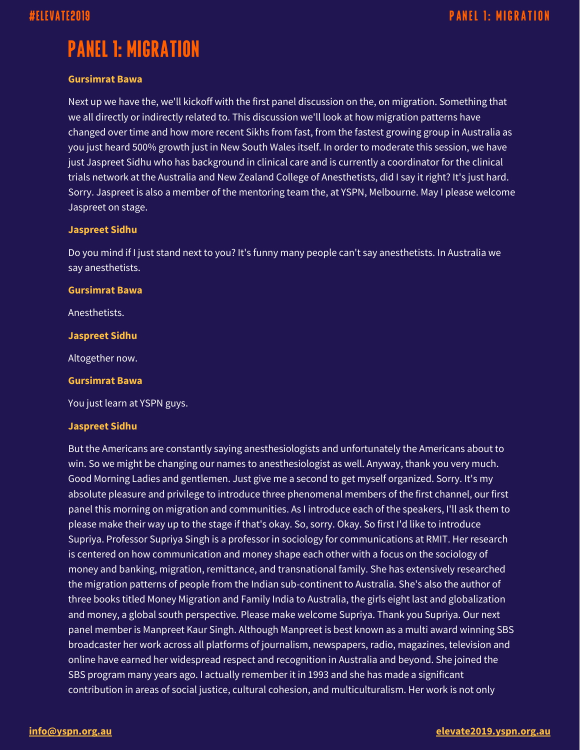# PANEL 1: MIGRATION

**Gursimrat Bawa**

Next up we have the, we'll kickoff with the first panel discussion on the, on migration. Something that we all directly or indirectly related to. This discussion we'll look at how migration patterns have changed over time and how more recent Sikhs from fast, from the fastest growing group in Australia as you just heard 500% growth just in New South Wales itself. In order to moderate this session, we have just Jaspreet Sidhu who has background in clinical care and is currently a coordinator for the clinical trials network at the Australia and New Zealand College of Anesthetists, did I say it right? It's just hard. Sorry. Jaspreet is also a member of the mentoring team the, at YSPN, Melbourne. May I please welcome Jaspreet on stage.

**Jaspreet Sidhu**

Do you mind if I just stand next to you? It's funny many people can't say anesthetists. In Australia we say anesthetists.

**Gursimrat Bawa**

Anesthetists.

**Jaspreet Sidhu**

Altogether now.

**Gursimrat Bawa**

You just learn at YSPN guys.

**Jaspreet Sidhu**

But the Americans are constantly saying anesthesiologists and unfortunately the Americans about to win. So we might be changing our names to anesthesiologist as well. Anyway, thank you very much. Good Morning Ladies and gentlemen. Just give me a second to get myself organized. Sorry. It's my absolute pleasure and privilege to introduce three phenomenal members of the first channel, our first panel this morning on migration and communities. As I introduce each of the speakers, I'll ask them to please make their way up to the stage if that's okay. So, sorry. Okay. So first I'd like to introduce Supriya. Professor Supriya Singh is a professor in sociology for communications at RMIT. Her research is centered on how communication and money shape each other with a focus on the sociology of money and banking, migration, remittance, and transnational family. She has extensively researched the migration patterns of people from the Indian sub-continent to Australia. She's also the author of three books titled Money Migration and Family India to Australia, the girls eight last and globalization and money, a global south perspective. Please make welcome Supriya. Thank you Supriya. Our next panel member is Manpreet Kaur Singh. Although Manpreet is best known as a multi award winning SBS broadcaster her work across all platforms of journalism, newspapers, radio, magazines, television and online have earned her widespread respect and recognition in Australia and beyond. She joined the SBS program many years ago. I actually remember it in 1993 and she has made a significant contribution in areas of social justice, cultural cohesion, and multiculturalism. Her work is not only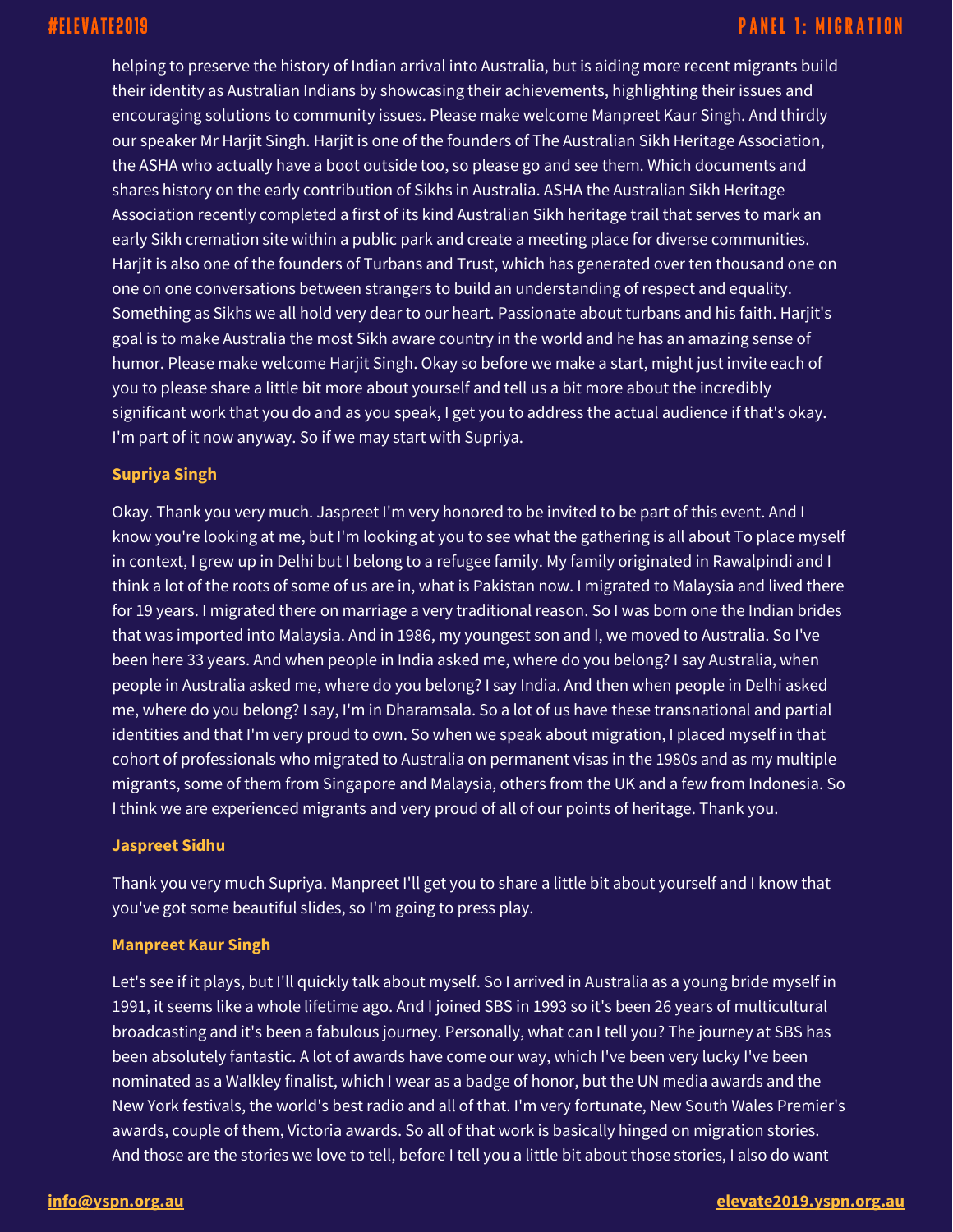helping to preserve the history of Indian arrival into Australia, but is aiding more recent migrants build their identity as Australian Indians by showcasing their achievements, highlighting their issues and encouraging solutions to community issues. Please make welcome Manpreet Kaur Singh. And thirdly our speaker Mr Harjit Singh. Harjit is one of the founders of The Australian Sikh Heritage Association, the ASHA who actually have a boot outside too, so please go and see them. Which documents and shares history on the early contribution of Sikhs in Australia. ASHA the Australian Sikh Heritage Association recently completed a first of its kind Australian Sikh heritage trail that serves to mark an early Sikh cremation site within a public park and create a meeting place for diverse communities. Harjit is also one of the founders of Turbans and Trust, which has generated over ten thousand one on one on one conversations between strangers to build an understanding of respect and equality. Something as Sikhs we all hold very dear to our heart. Passionate about turbans and his faith. Harjit's goal is to make Australia the most Sikh aware country in the world and he has an amazing sense of humor. Please make welcome Harjit Singh. Okay so before we make a start, might just invite each of you to please share a little bit more about yourself and tell us a bit more about the incredibly significant work that you do and as you speak, I get you to address the actual audience if that's okay. I'm part of it now anyway. So if we may start with Supriya.

**Supriya Singh**

Okay. Thank you very much. Jaspreet I'm very honored to be invited to be part of this event. And I know you're looking at me, but I'm looking at you to see what the gathering is all about To place myself in context, I grew up in Delhi but I belong to a refugee family. My family originated in Rawalpindi and I think a lot of the roots of some of us are in, what is Pakistan now. I migrated to Malaysia and lived there for 19 years. I migrated there on marriage a very traditional reason. So I was born one the Indian brides that was imported into Malaysia. And in 1986, my youngest son and I, we moved to Australia. So I've been here 33 years. And when people in India asked me, where do you belong? I say Australia, when people in Australia asked me, where do you belong? I say India. And then when people in Delhi asked me, where do you belong? I say, I'm in Dharamsala. So a lot of us have these transnational and partial identities and that I'm very proud to own. So when we speak about migration, I placed myself in that cohort of professionals who migrated to Australia on permanent visas in the 1980s and as my multiple migrants, some of them from Singapore and Malaysia, others from the UK and a few from Indonesia. So I think we are experienced migrants and very proud of all of our points of heritage. Thank you.

**Jaspreet Sidhu**

Thank you very much Supriya. Manpreet I'll get you to share a little bit about yourself and I know that you've got some beautiful slides, so I'm going to press play.

**Manpreet Kaur Singh**

Let's see if it plays, but I'll quickly talk about myself. So I arrived in Australia as a young bride myself in 1991, it seems like a whole lifetime ago. And I joined SBS in 1993 so it's been 26 years of multicultural broadcasting and it's been a fabulous journey. Personally, what can I tell you? The journey at SBS has been absolutely fantastic. A lot of awards have come our way, which I've been very lucky I've been nominated as a Walkley finalist, which I wear as a badge of honor, but the UN media awards and the New York festivals, the world's best radio and all of that. I'm very fortunate, New South Wales Premier's awards, couple of them, Victoria awards. So all of that work is basically hinged on migration stories. And those are the stories we love to tell, before I tell you a little bit about those stories, I also do want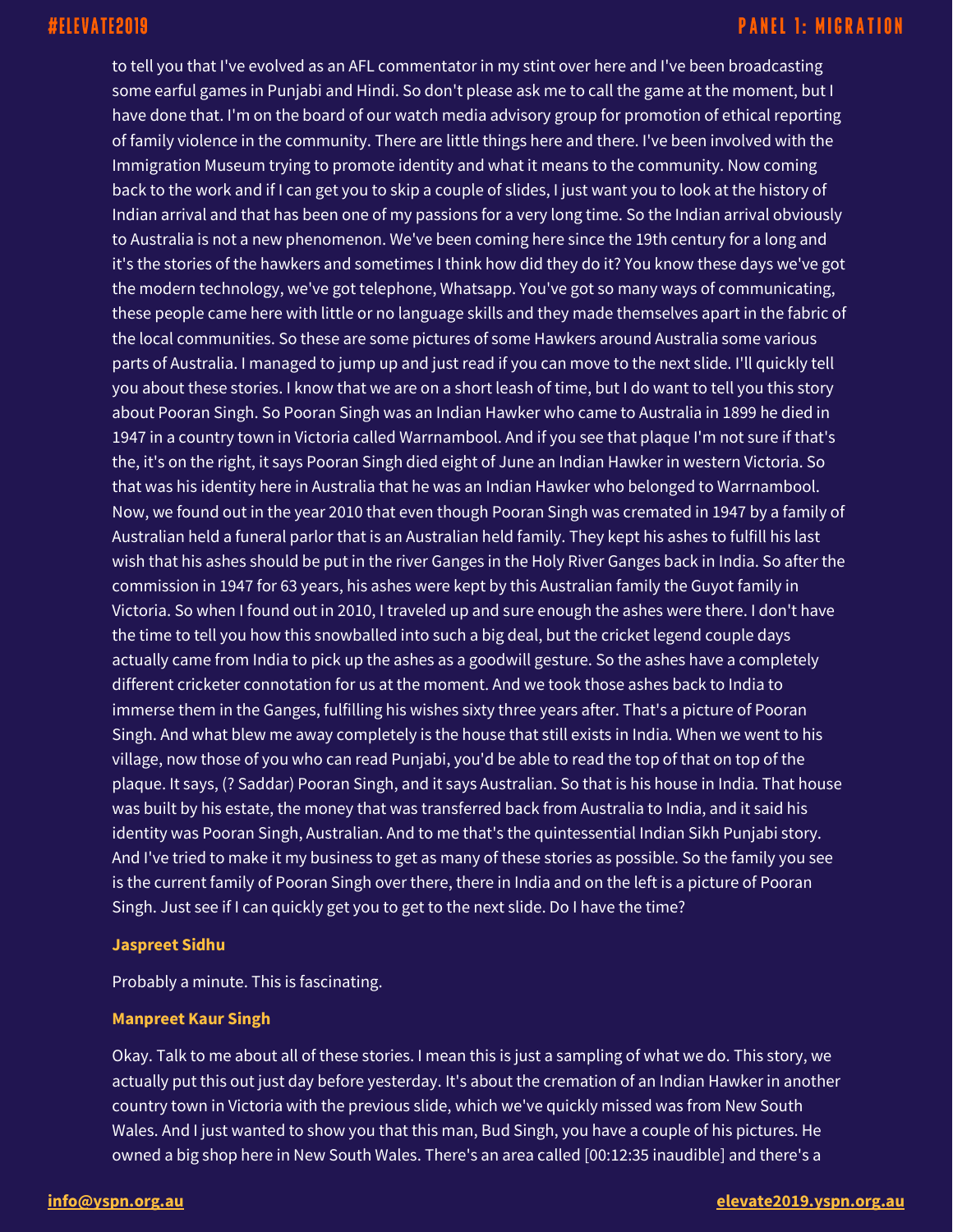to tell you that I've evolved as an AFL commentator in my stint over here and I've been broadcasting some earful games in Punjabi and Hindi. So don't please ask me to call the game at the moment, but I have done that. I'm on the board of our watch media advisory group for promotion of ethical reporting of family violence in the community. There are little things here and there. I've been involved with the Immigration Museum trying to promote identity and what it means to the community. Now coming back to the work and if I can get you to skip a couple of slides, I just want you to look at the history of Indian arrival and that has been one of my passions for a very long time. So the Indian arrival obviously to Australia is not a new phenomenon. We've been coming here since the 19th century for a long and it's the stories of the hawkers and sometimes I think how did they do it? You know these days we've got the modern technology, we've got telephone, Whatsapp. You've got so many ways of communicating, these people came here with little or no language skills and they made themselves apart in the fabric of the local communities. So these are some pictures of some Hawkers around Australia some various parts of Australia. I managed to jump up and just read if you can move to the next slide. I'll quickly tell you about these stories. I know that we are on a short leash of time, but I do want to tell you this story about Pooran Singh. So Pooran Singh was an Indian Hawker who came to Australia in 1899 he died in 1947 in a country town in Victoria called Warrnambool. And if you see that plaque I'm not sure if that's the, it's on the right, it says Pooran Singh died eight of June an Indian Hawker in western Victoria. So that was his identity here in Australia that he was an Indian Hawker who belonged to Warrnambool. Now, we found out in the year 2010 that even though Pooran Singh was cremated in 1947 by a family of Australian held a funeral parlor that is an Australian held family. They kept his ashes to fulfill his last wish that his ashes should be put in the river Ganges in the Holy River Ganges back in India. So after the commission in 1947 for 63 years, his ashes were kept by this Australian family the Guyot family in Victoria. So when I found out in 2010, I traveled up and sure enough the ashes were there. I don't have the time to tell you how this snowballed into such a big deal, but the cricket legend couple days actually came from India to pick up the ashes as a goodwill gesture. So the ashes have a completely different cricketer connotation for us at the moment. And we took those ashes back to India to immerse them in the Ganges, fulfilling his wishes sixty three years after. That's a picture of Pooran Singh. And what blew me away completely is the house that still exists in India. When we went to his village, now those of you who can read Punjabi, you'd be able to read the top of that on top of the plaque. It says, (? Saddar) Pooran Singh, and it says Australian. So that is his house in India. That house was built by his estate, the money that was transferred back from Australia to India, and it said his identity was Pooran Singh, Australian. And to me that's the quintessential Indian Sikh Punjabi story. And I've tried to make it my business to get as many of these stories as possible. So the family you see is the current family of Pooran Singh over there, there in India and on the left is a picture of Pooran Singh. Just see if I can quickly get you to get to the next slide. Do I have the time?

**Jaspreet Sidhu**

Probably a minute. This is fascinating.

**Manpreet Kaur Singh**

Okay. Talk to me about all of these stories. I mean this is just a sampling of what we do. This story, we actually put this out just day before yesterday. It's about the cremation of an Indian Hawker in another country town in Victoria with the previous slide, which we've quickly missed was from New South Wales. And I just wanted to show you that this man, Bud Singh, you have a couple of his pictures. He owned a big shop here in New South Wales. There's an area called [00:12:35 inaudible] and there's a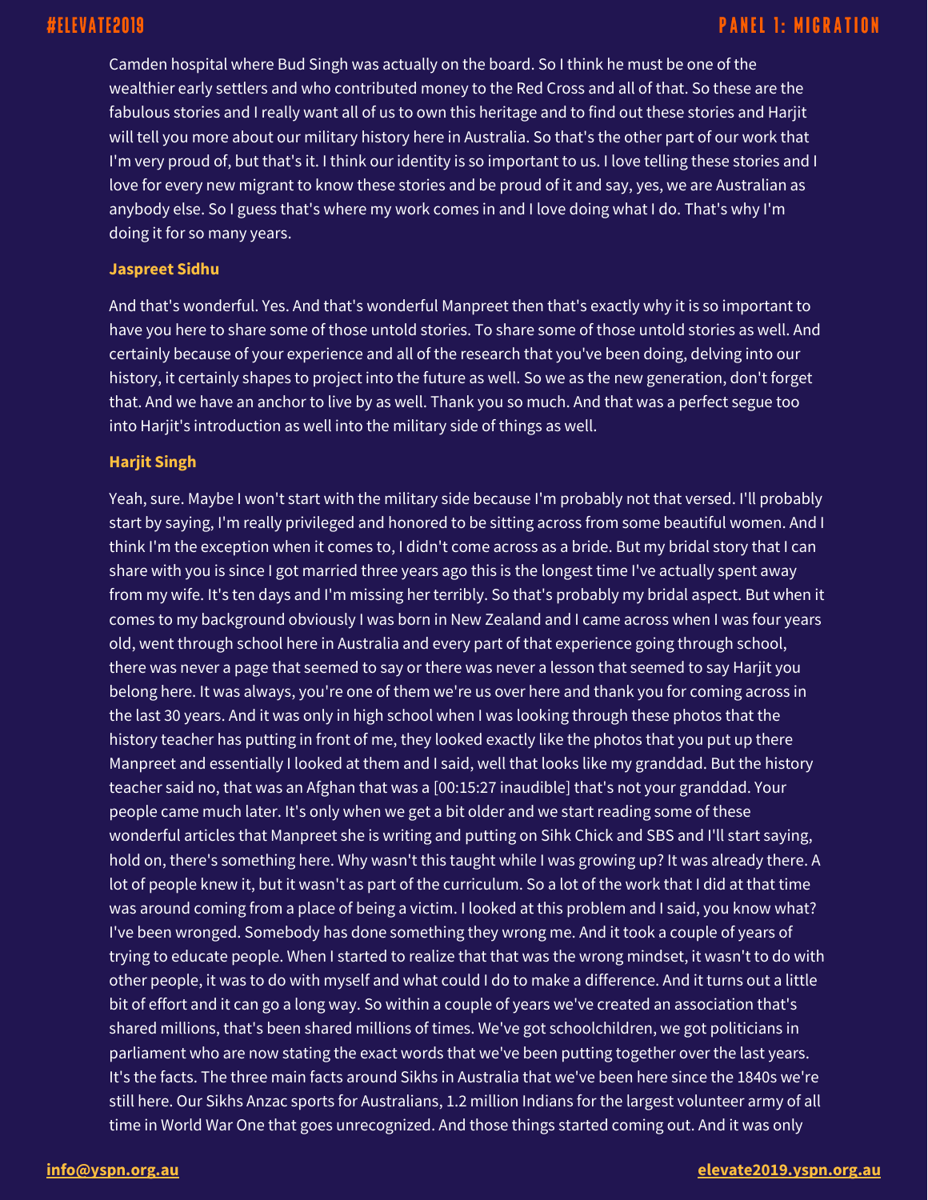Camden hospital where Bud Singh was actually on the board. So I think he must be one of the wealthier early settlers and who contributed money to the Red Cross and all of that. So these are the fabulous stories and I really want all of us to own this heritage and to find out these stories and Harjit will tell you more about our military history here in Australia. So that's the other part of our work that I'm very proud of, but that's it. I think our identity is so important to us. I love telling these stories and I love for every new migrant to know these stories and be proud of it and say, yes, we are Australian as anybody else. So I guess that's where my work comes in and I love doing what I do. That's why I'm doing it for so many years.

**Jaspreet Sidhu**

And that's wonderful. Yes. And that's wonderful Manpreet then that's exactly why it is so important to have you here to share some of those untold stories. To share some of those untold stories as well. And certainly because of your experience and all of the research that you've been doing, delving into our history, it certainly shapes to project into the future as well. So we as the new generation, don't forget that. And we have an anchor to live by as well. Thank you so much. And that was a perfect segue too into Harjit's introduction as well into the military side of things as well.

**Harjit Singh**

Yeah, sure. Maybe I won't start with the military side because I'm probably not that versed. I'll probably start by saying, I'm really privileged and honored to be sitting across from some beautiful women. And I think I'm the exception when it comes to, I didn't come across as a bride. But my bridal story that I can share with you is since I got married three years ago this is the longest time I've actually spent away from my wife. It's ten days and I'm missing her terribly. So that's probably my bridal aspect. But when it comes to my background obviously I was born in New Zealand and I came across when I was four years old, went through school here in Australia and every part of that experience going through school, there was never a page that seemed to say or there was never a lesson that seemed to say Harjit you belong here. It was always, you're one of them we're us over here and thank you for coming across in the last 30 years. And it was only in high school when I was looking through these photos that the history teacher has putting in front of me, they looked exactly like the photos that you put up there Manpreet and essentially I looked at them and I said, well that looks like my granddad. But the history teacher said no, that was an Afghan that was a [00:15:27 inaudible] that's not your granddad. Your people came much later. It's only when we get a bit older and we start reading some of these wonderful articles that Manpreet she is writing and putting on Sihk Chick and SBS and I'll start saying, hold on, there's something here. Why wasn't this taught while I was growing up? It was already there. A lot of people knew it, but it wasn't as part of the curriculum. So a lot of the work that I did at that time was around coming from a place of being a victim. I looked at this problem and I said, you know what? I've been wronged. Somebody has done something they wrong me. And it took a couple of years of trying to educate people. When I started to realize that that was the wrong mindset, it wasn't to do with other people, it was to do with myself and what could I do to make a difference. And it turns out a little bit of effort and it can go a long way. So within a couple of years we've created an association that's shared millions, that's been shared millions of times. We've got schoolchildren, we got politicians in parliament who are now stating the exact words that we've been putting together over the last years. It's the facts. The three main facts around Sikhs in Australia that we've been here since the 1840s we're still here. Our Sikhs Anzac sports for Australians, 1.2 million Indians for the largest volunteer army of all time in World War One that goes unrecognized. And those things started coming out. And it was only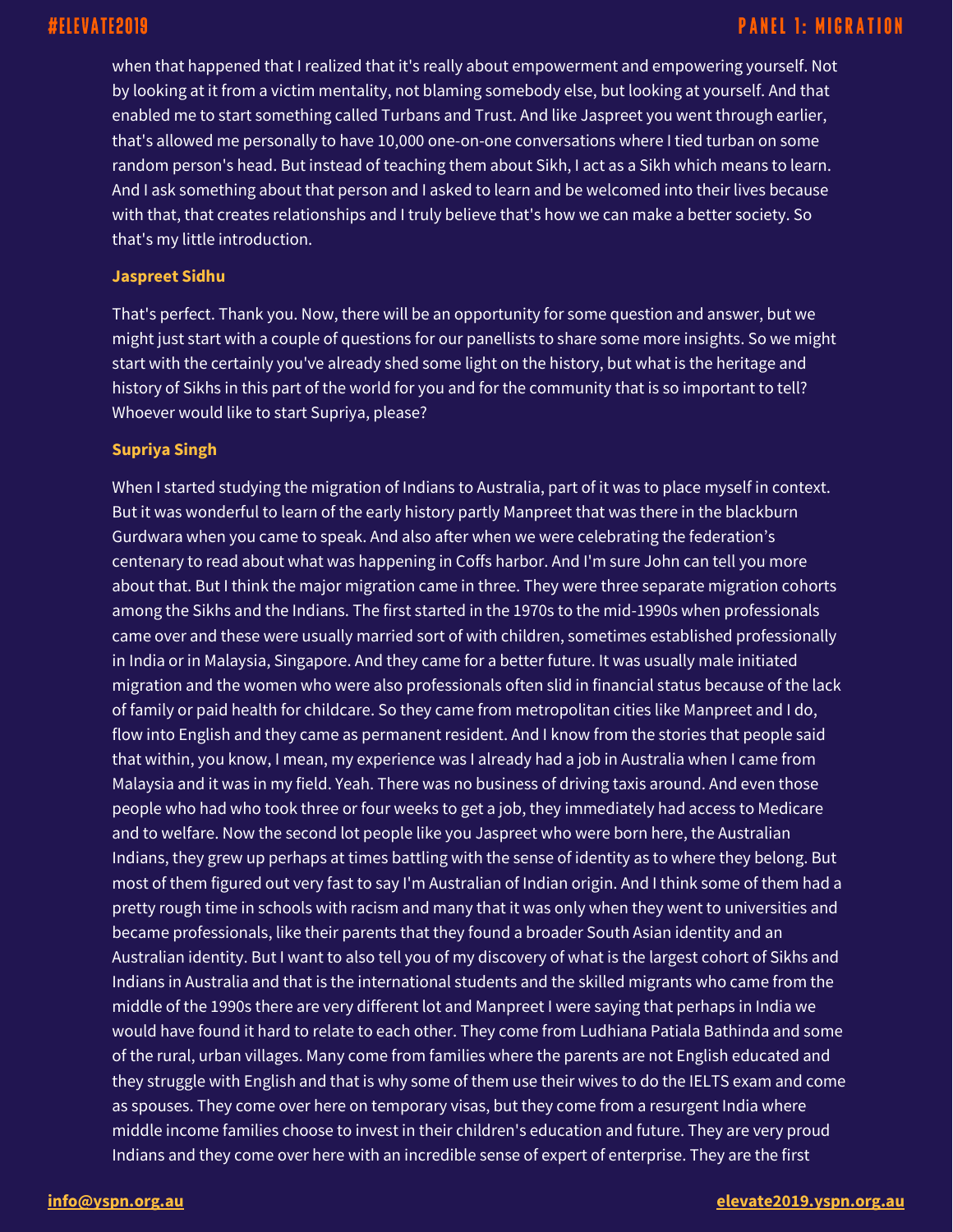when that happened that I realized that it's really about empowerment and empowering yourself. Not by looking at it from a victim mentality, not blaming somebody else, but looking at yourself. And that enabled me to start something called Turbans and Trust. And like Jaspreet you went through earlier, that's allowed me personally to have 10,000 one-on-one conversations where I tied turban on some random person's head. But instead of teaching them about Sikh, I act as a Sikh which means to learn. And I ask something about that person and I asked to learn and be welcomed into their lives because with that, that creates relationships and I truly believe that's how we can make a better society. So that's my little introduction.

**Jaspreet Sidhu**

That's perfect. Thank you. Now, there will be an opportunity for some question and answer, but we might just start with a couple of questions for our panellists to share some more insights. So we might start with the certainly you've already shed some light on the history, but what is the heritage and history of Sikhs in this part of the world for you and for the community that is so important to tell? Whoever would like to start Supriya, please?

**Supriya Singh**

When I started studying the migration of Indians to Australia, part of it was to place myself in context. But it was wonderful to learn of the early history partly Manpreet that was there in the blackburn Gurdwara when you came to speak. And also after when we were celebrating the federation's centenary to read about what was happening in Coffs harbor. And I'm sure John can tell you more about that. But I think the major migration came in three. They were three separate migration cohorts among the Sikhs and the Indians. The first started in the 1970s to the mid-1990s when professionals came over and these were usually married sort of with children, sometimes established professionally in India or in Malaysia, Singapore. And they came for a better future. It was usually male initiated migration and the women who were also professionals often slid in financial status because of the lack of family or paid health for childcare. So they came from metropolitan cities like Manpreet and I do, flow into English and they came as permanent resident. And I know from the stories that people said that within, you know, I mean, my experience was I already had a job in Australia when I came from Malaysia and it was in my field. Yeah. There was no business of driving taxis around. And even those people who had who took three or four weeks to get a job, they immediately had access to Medicare and to welfare. Now the second lot people like you Jaspreet who were born here, the Australian Indians, they grew up perhaps at times battling with the sense of identity as to where they belong. But most of them figured out very fast to say I'm Australian of Indian origin. And I think some of them had a pretty rough time in schools with racism and many that it was only when they went to universities and became professionals, like their parents that they found a broader South Asian identity and an Australian identity. But I want to also tell you of my discovery of what is the largest cohort of Sikhs and Indians in Australia and that is the international students and the skilled migrants who came from the middle of the 1990s there are very different lot and Manpreet I were saying that perhaps in India we would have found it hard to relate to each other. They come from Ludhiana Patiala Bathinda and some of the rural, urban villages. Many come from families where the parents are not English educated and they struggle with English and that is why some of them use their wives to do the IELTS exam and come as spouses. They come over here on temporary visas, but they come from a resurgent India where middle income families choose to invest in their children's education and future. They are very proud Indians and they come over here with an incredible sense of expert of enterprise. They are the first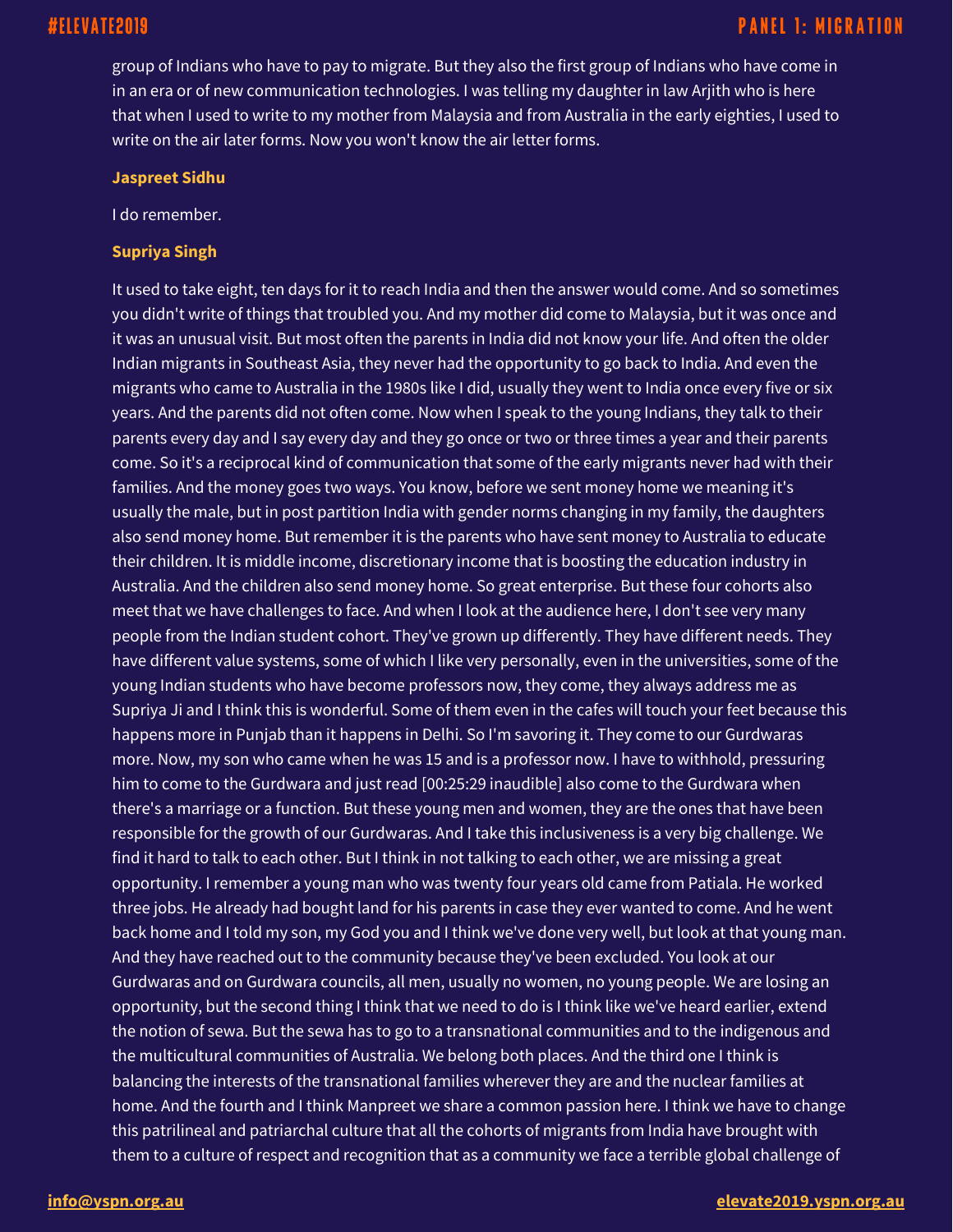group of Indians who have to pay to migrate. But they also the first group of Indians who have come in in an era or of new communication technologies. I was telling my daughter in law Arjith who is here that when I used to write to my mother from Malaysia and from Australia in the early eighties, I used to write on the air later forms. Now you won't know the air letter forms.

**Jaspreet Sidhu**

I do remember.

**Supriya Singh**

It used to take eight, ten days for it to reach India and then the answer would come. And so sometimes you didn't write of things that troubled you. And my mother did come to Malaysia, but it was once and it was an unusual visit. But most often the parents in India did not know your life. And often the older Indian migrants in Southeast Asia, they never had the opportunity to go back to India. And even the migrants who came to Australia in the 1980s like I did, usually they went to India once every five or six years. And the parents did not often come. Now when I speak to the young Indians, they talk to their parents every day and I say every day and they go once or two or three times a year and their parents come. So it's a reciprocal kind of communication that some of the early migrants never had with their families. And the money goes two ways. You know, before we sent money home we meaning it's usually the male, but in post partition India with gender norms changing in my family, the daughters also send money home. But remember it is the parents who have sent money to Australia to educate their children. It is middle income, discretionary income that is boosting the education industry in Australia. And the children also send money home. So great enterprise. But these four cohorts also meet that we have challenges to face. And when I look at the audience here, I don't see very many people from the Indian student cohort. They've grown up differently. They have different needs. They have different value systems, some of which I like very personally, even in the universities, some of the young Indian students who have become professors now, they come, they always address me as Supriya Ji and I think this is wonderful. Some of them even in the cafes will touch your feet because this happens more in Punjab than it happens in Delhi. So I'm savoring it. They come to our Gurdwaras more. Now, my son who came when he was 15 and is a professor now. I have to withhold, pressuring him to come to the Gurdwara and just read [00:25:29 inaudible] also come to the Gurdwara when there's a marriage or a function. But these young men and women, they are the ones that have been responsible for the growth of our Gurdwaras. And I take this inclusiveness is a very big challenge. We find it hard to talk to each other. But I think in not talking to each other, we are missing a great opportunity. I remember a young man who was twenty four years old came from Patiala. He worked three jobs. He already had bought land for his parents in case they ever wanted to come. And he went back home and I told my son, my God you and I think we've done very well, but look at that young man. And they have reached out to the community because they've been excluded. You look at our Gurdwaras and on Gurdwara councils, all men, usually no women, no young people. We are losing an opportunity, but the second thing I think that we need to do is I think like we've heard earlier, extend the notion of sewa. But the sewa has to go to a transnational communities and to the indigenous and the multicultural communities of Australia. We belong both places. And the third one I think is balancing the interests of the transnational families wherever they are and the nuclear families at home. And the fourth and I think Manpreet we share a common passion here. I think we have to change this patrilineal and patriarchal culture that all the cohorts of migrants from India have brought with them to a culture of respect and recognition that as a community we face a terrible global challenge of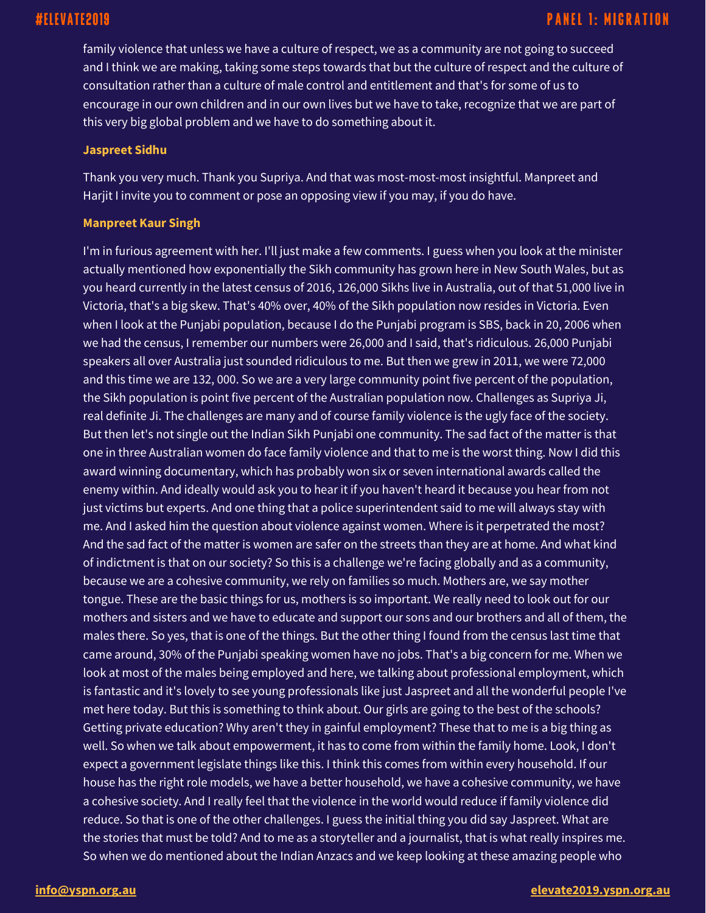family violence that unless we have a culture of respect, we as a community are not going to succeed and I think we are making, taking some steps towards that but the culture of respect and the culture of consultation rather than a culture of male control and entitlement and that's for some of us to encourage in our own children and in our own lives but we have to take, recognize that we are part of this very big global problem and we have to do something about it.

**Jaspreet Sidhu**

Thank you very much. Thank you Supriya. And that was most-most-most insightful. Manpreet and Harjit I invite you to comment or pose an opposing view if you may, if you do have.

**Manpreet Kaur Singh**

I'm in furious agreement with her. I'll just make a few comments. I guess when you look at the minister actually mentioned how exponentially the Sikh community has grown here in New South Wales, but as you heard currently in the latest census of 2016, 126,000 Sikhs live in Australia, out of that 51,000 live in Victoria, that's a big skew. That's 40% over, 40% of the Sikh population now resides in Victoria. Even when I look at the Punjabi population, because I do the Punjabi program is SBS, back in 20, 2006 when we had the census, I remember our numbers were 26,000 and I said, that's ridiculous. 26,000 Punjabi speakers all over Australia just sounded ridiculous to me. But then we grew in 2011, we were 72,000 and this time we are 132, 000. So we are a very large community point five percent of the population, the Sikh population is point five percent of the Australian population now. Challenges as Supriya Ji, real definite Ji. The challenges are many and of course family violence is the ugly face of the society. But then let's not single out the Indian Sikh Punjabi one community. The sad fact of the matter is that one in three Australian women do face family violence and that to me is the worst thing. Now I did this award winning documentary, which has probably won six or seven international awards called the enemy within. And ideally would ask you to hear it if you haven't heard it because you hear from not just victims but experts. And one thing that a police superintendent said to me will always stay with me. And I asked him the question about violence against women. Where is it perpetrated the most? And the sad fact of the matter is women are safer on the streets than they are at home. And what kind of indictment is that on our society? So this is a challenge we're facing globally and as a community, because we are a cohesive community, we rely on families so much. Mothers are, we say mother tongue. These are the basic things for us, mothers is so important. We really need to look out for our mothers and sisters and we have to educate and support our sons and our brothers and all of them, the males there. So yes, that is one of the things. But the other thing I found from the census last time that came around, 30% of the Punjabi speaking women have no jobs. That's a big concern for me. When we look at most of the males being employed and here, we talking about professional employment, which is fantastic and it's lovely to see young professionals like just Jaspreet and all the wonderful people I've met here today. But this is something to think about. Our girls are going to the best of the schools? Getting private education? Why aren't they in gainful employment? These that to me is a big thing as well. So when we talk about empowerment, it has to come from within the family home. Look, I don't expect a government legislate things like this. I think this comes from within every household. If our house has the right role models, we have a better household, we have a cohesive community, we have a cohesive society. And I really feel that the violence in the world would reduce if family violence did reduce. So that is one of the other challenges. I guess the initial thing you did say Jaspreet. What are the stories that must be told? And to me as a storyteller and a journalist, that is what really inspires me. So when we do mentioned about the Indian Anzacs and we keep looking at these amazing people who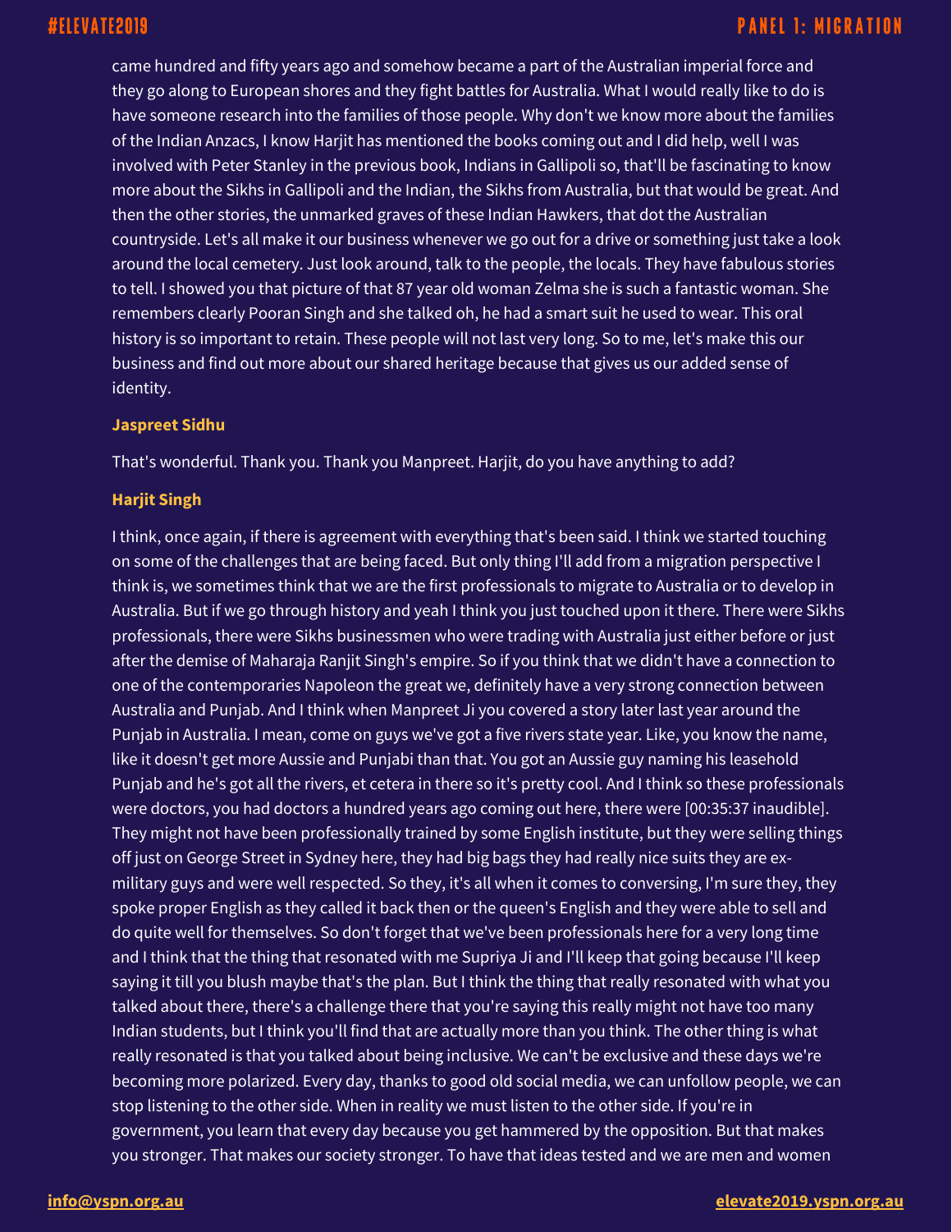came hundred and fifty years ago and somehow became a part of the Australian imperial force and they go along to European shores and they fight battles for Australia. What I would really like to do is have someone research into the families of those people. Why don't we know more about the families of the Indian Anzacs, I know Harjit has mentioned the books coming out and I did help, well I was involved with Peter Stanley in the previous book, Indians in Gallipoli so, that'll be fascinating to know more about the Sikhs in Gallipoli and the Indian, the Sikhs from Australia, but that would be great. And then the other stories, the unmarked graves of these Indian Hawkers, that dot the Australian countryside. Let's all make it our business whenever we go out for a drive or something just take a look around the local cemetery. Just look around, talk to the people, the locals. They have fabulous stories to tell. I showed you that picture of that 87 year old woman Zelma she is such a fantastic woman. She remembers clearly Pooran Singh and she talked oh, he had a smart suit he used to wear. This oral history is so important to retain. These people will not last very long. So to me, let's make this our business and find out more about our shared heritage because that gives us our added sense of identity.

**Jaspreet Sidhu**

That's wonderful. Thank you. Thank you Manpreet. Harjit, do you have anything to add?

**Harjit Singh**

I think, once again, if there is agreement with everything that's been said. I think we started touching on some of the challenges that are being faced. But only thing I'll add from a migration perspective I think is, we sometimes think that we are the first professionals to migrate to Australia or to develop in Australia. But if we go through history and yeah I think you just touched upon it there. There were Sikhs professionals, there were Sikhs businessmen who were trading with Australia just either before or just after the demise of Maharaja Ranjit Singh's empire. So if you think that we didn't have a connection to one of the contemporaries Napoleon the great we, definitely have a very strong connection between Australia and Punjab. And I think when Manpreet Ji you covered a story later last year around the Punjab in Australia. I mean, come on guys we've got a five rivers state year. Like, you know the name, like it doesn't get more Aussie and Punjabi than that. You got an Aussie guy naming his leasehold Punjab and he's got all the rivers, et cetera in there so it's pretty cool. And I think so these professionals were doctors, you had doctors a hundred years ago coming out here, there were [00:35:37 inaudible]. They might not have been professionally trained by some English institute, but they were selling things off just on George Street in Sydney here, they had big bags they had really nice suits they are ex-military guys and were well respected. So they, it's all when it comes to conversing, I'm sure they, they spoke proper English as they called it back then or the queen's English and they were able to sell and do quite well for themselves. So don't forget that we've been professionals here for a very long time and I think that the thing that resonated with me Supriya Ji and I'll keep that going because I'll keep saying it till you blush maybe that's the plan. But I think the thing that really resonated with what you talked about there, there's a challenge there that you're saying this really might not have too many Indian students, but I think you'll find that are actually more than you think. The other thing is what really resonated is that you talked about being inclusive. We can't be exclusive and these days we're becoming more polarized. Every day, thanks to good old social media, we can unfollow people, we can stop listening to the other side. When in reality we must listen to the other side. If you're in government, you learn that every day because you get hammered by the opposition. But that makes you stronger. That makes our society stronger. To have that ideas tested and we are men and women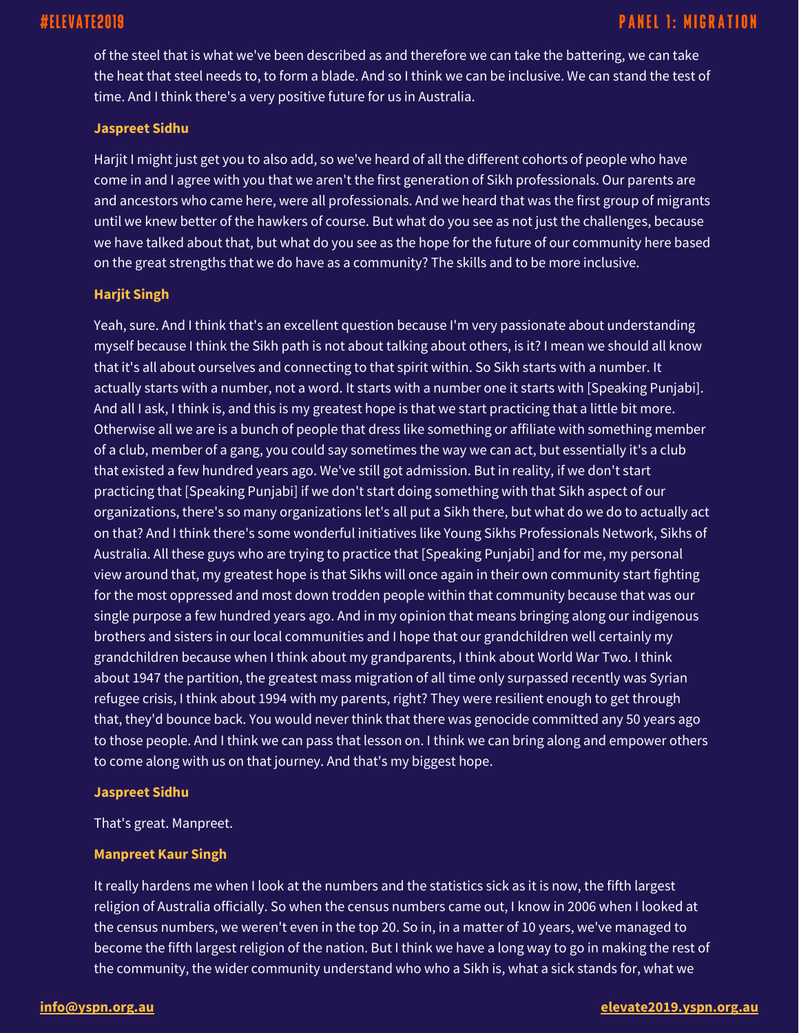of the steel that is what we've been described as and therefore we can take the battering, we can take the heat that steel needs to, to form a blade. And so I think we can be inclusive. We can stand the test of time. And I think there's a very positive future for us in Australia.

**Jaspreet Sidhu**

Harjit I might just get you to also add, so we've heard of all the different cohorts of people who have come in and I agree with you that we aren't the first generation of Sikh professionals. Our parents are and ancestors who came here, were all professionals. And we heard that was the first group of migrants until we knew better of the hawkers of course. But what do you see as not just the challenges, because we have talked about that, but what do you see as the hope for the future of our community here based on the great strengths that we do have as a community? The skills and to be more inclusive.

**Harjit Singh**

Yeah, sure. And I think that's an excellent question because I'm very passionate about understanding myself because I think the Sikh path is not about talking about others, is it? I mean we should all know that it's all about ourselves and connecting to that spirit within. So Sikh starts with a number. It actually starts with a number, not a word. It starts with a number one it starts with [Speaking Punjabi]. And all I ask, I think is, and this is my greatest hope is that we start practicing that a little bit more. Otherwise all we are is a bunch of people that dress like something or affiliate with something member of a club, member of a gang, you could say sometimes the way we can act, but essentially it's a club that existed a few hundred years ago. We've still got admission. But in reality, if we don't start practicing that [Speaking Punjabi] if we don't start doing something with that Sikh aspect of our organizations, there's so many organizations let's all put a Sikh there, but what do we do to actually act on that? And I think there's some wonderful initiatives like Young Sikhs Professionals Network, Sikhs of Australia. All these guys who are trying to practice that [Speaking Punjabi] and for me, my personal view around that, my greatest hope is that Sikhs will once again in their own community start fighting for the most oppressed and most down trodden people within that community because that was our single purpose a few hundred years ago. And in my opinion that means bringing along our indigenous brothers and sisters in our local communities and I hope that our grandchildren well certainly my grandchildren because when I think about my grandparents, I think about World War Two. I think about 1947 the partition, the greatest mass migration of all time only surpassed recently was Syrian refugee crisis, I think about 1994 with my parents, right? They were resilient enough to get through that, they'd bounce back. You would never think that there was genocide committed any 50 years ago to those people. And I think we can pass that lesson on. I think we can bring along and empower others to come along with us on that journey. And that's my biggest hope.

**Jaspreet Sidhu**

That's great. Manpreet.

**Manpreet Kaur Singh**

It really hardens me when I look at the numbers and the statistics sick as it is now, the fifth largest religion of Australia officially. So when the census numbers came out, I know in 2006 when I looked at the census numbers, we weren't even in the top 20. So in, in a matter of 10 years, we've managed to become the fifth largest religion of the nation. But I think we have a long way to go in making the rest of the community, the wider community understand who who a Sikh is, what a sick stands for, what we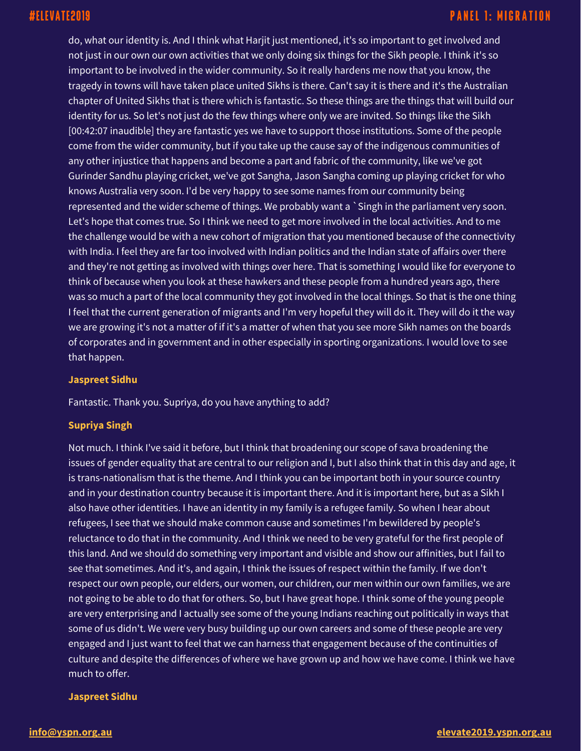do, what our identity is. And I think what Harjit just mentioned, it's so important to get involved and not just in our own our own activities that we only doing six things for the Sikh people. I think it's so important to be involved in the wider community. So it really hardens me now that you know, the tragedy in towns will have taken place united Sikhs is there. Can't say it is there and it's the Australian chapter of United Sikhs that is there which is fantastic. So these things are the things that will build our identity for us. So let's not just do the few things where only we are invited. So things like the Sikh [00:42:07 inaudible] they are fantastic yes we have to support those institutions. Some of the people come from the wider community, but if you take up the cause say of the indigenous communities of any other injustice that happens and become a part and fabric of the community, like we've got Gurinder Sandhu playing cricket, we've got Sangha, Jason Sangha coming up playing cricket for who knows Australia very soon. I'd be very happy to see some names from our community being represented and the wider scheme of things. We probably want a `Singh in the parliament very soon. Let's hope that comes true. So I think we need to get more involved in the local activities. And to me the challenge would be with a new cohort of migration that you mentioned because of the connectivity with India. I feel they are far too involved with Indian politics and the Indian state of affairs over there and they're not getting as involved with things over here. That is something I would like for everyone to think of because when you look at these hawkers and these people from a hundred years ago, there was so much a part of the local community they got involved in the local things. So that is the one thing I feel that the current generation of migrants and I'm very hopeful they will do it. They will do it the way we are growing it's not a matter of if it's a matter of when that you see more Sikh names on the boards of corporates and in government and in other especially in sporting organizations. I would love to see that happen.

**Jaspreet Sidhu**

Fantastic. Thank you. Supriya, do you have anything to add?

**Supriya Singh**

Not much. I think I've said it before, but I think that broadening our scope of sava broadening the issues of gender equality that are central to our religion and I, but I also think that in this day and age, it is trans-nationalism that is the theme. And I think you can be important both in your source country and in your destination country because it is important there. And it is important here, but as a Sikh I also have other identities. I have an identity in my family is a refugee family. So when I hear about refugees, I see that we should make common cause and sometimes I'm bewildered by people's reluctance to do that in the community. And I think we need to be very grateful for the first people of this land. And we should do something very important and visible and show our affinities, but I fail to see that sometimes. And it's, and again, I think the issues of respect within the family. If we don't respect our own people, our elders, our women, our children, our men within our own families, we are not going to be able to do that for others. So, but I have great hope. I think some of the young people are very enterprising and I actually see some of the young Indians reaching out politically in ways that some of us didn't. We were very busy building up our own careers and some of these people are very engaged and I just want to feel that we can harness that engagement because of the continuities of culture and despite the differences of where we have grown up and how we have come. I think we have much to offer.

**Jaspreet Sidhu**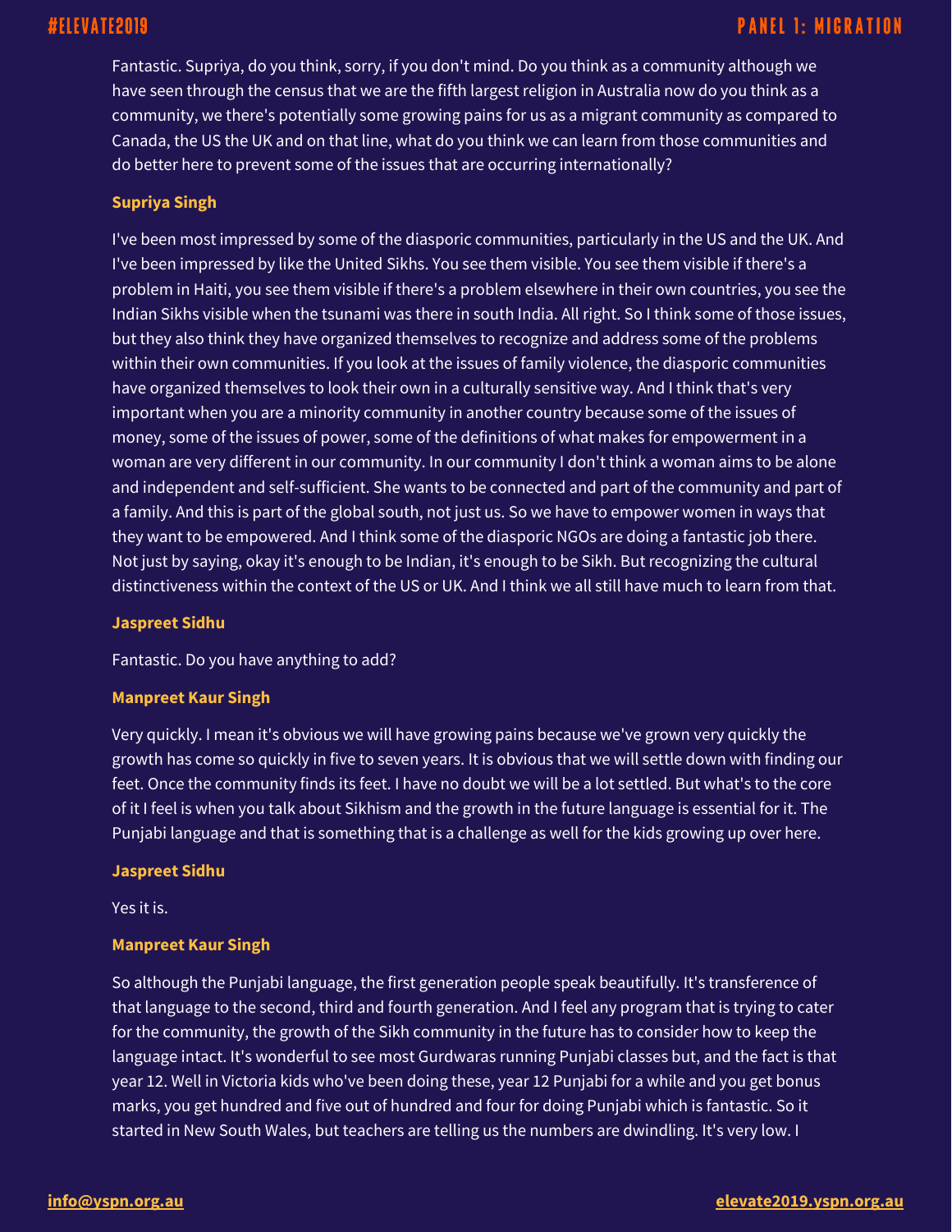Fantastic. Supriya, do you think, sorry, if you don't mind. Do you think as a community although we have seen through the census that we are the fifth largest religion in Australia now do you think as a community, we there's potentially some growing pains for us as a migrant community as compared to Canada, the US the UK and on that line, what do you think we can learn from those communities and do better here to prevent some of the issues that are occurring internationally?

**Supriya Singh**

I've been most impressed by some of the diasporic communities, particularly in the US and the UK. And I've been impressed by like the United Sikhs. You see them visible. You see them visible if there's a problem in Haiti, you see them visible if there's a problem elsewhere in their own countries, you see the Indian Sikhs visible when the tsunami was there in south India. All right. So I think some of those issues, but they also think they have organized themselves to recognize and address some of the problems within their own communities. If you look at the issues of family violence, the diasporic communities have organized themselves to look their own in a culturally sensitive way. And I think that's very important when you are a minority community in another country because some of the issues of money, some of the issues of power, some of the definitions of what makes for empowerment in a woman are very different in our community. In our community I don't think a woman aims to be alone and independent and self-sufficient. She wants to be connected and part of the community and part of a family. And this is part of the global south, not just us. So we have to empower women in ways that they want to be empowered. And I think some of the diasporic NGOs are doing a fantastic job there. Not just by saying, okay it's enough to be Indian, it's enough to be Sikh. But recognizing the cultural distinctiveness within the context of the US or UK. And I think we all still have much to learn from that.

**Jaspreet Sidhu**

Fantastic. Do you have anything to add?

**Manpreet Kaur Singh**

Very quickly. I mean it's obvious we will have growing pains because we've grown very quickly the growth has come so quickly in five to seven years. It is obvious that we will settle down with finding our feet. Once the community finds its feet. I have no doubt we will be a lot settled. But what's to the core of it I feel is when you talk about Sikhism and the growth in the future language is essential for it. The Punjabi language and that is something that is a challenge as well for the kids growing up over here.

**Jaspreet Sidhu**

Yes it is.

**Manpreet Kaur Singh**

So although the Punjabi language, the first generation people speak beautifully. It's transference of that language to the second, third and fourth generation. And I feel any program that is trying to cater for the community, the growth of the Sikh community in the future has to consider how to keep the language intact. It's wonderful to see most Gurdwaras running Punjabi classes but, and the fact is that year 12. Well in Victoria kids who've been doing these, year 12 Punjabi for a while and you get bonus marks, you get hundred and five out of hundred and four for doing Punjabi which is fantastic. So it started in New South Wales, but teachers are telling us the numbers are dwindling. It's very low. I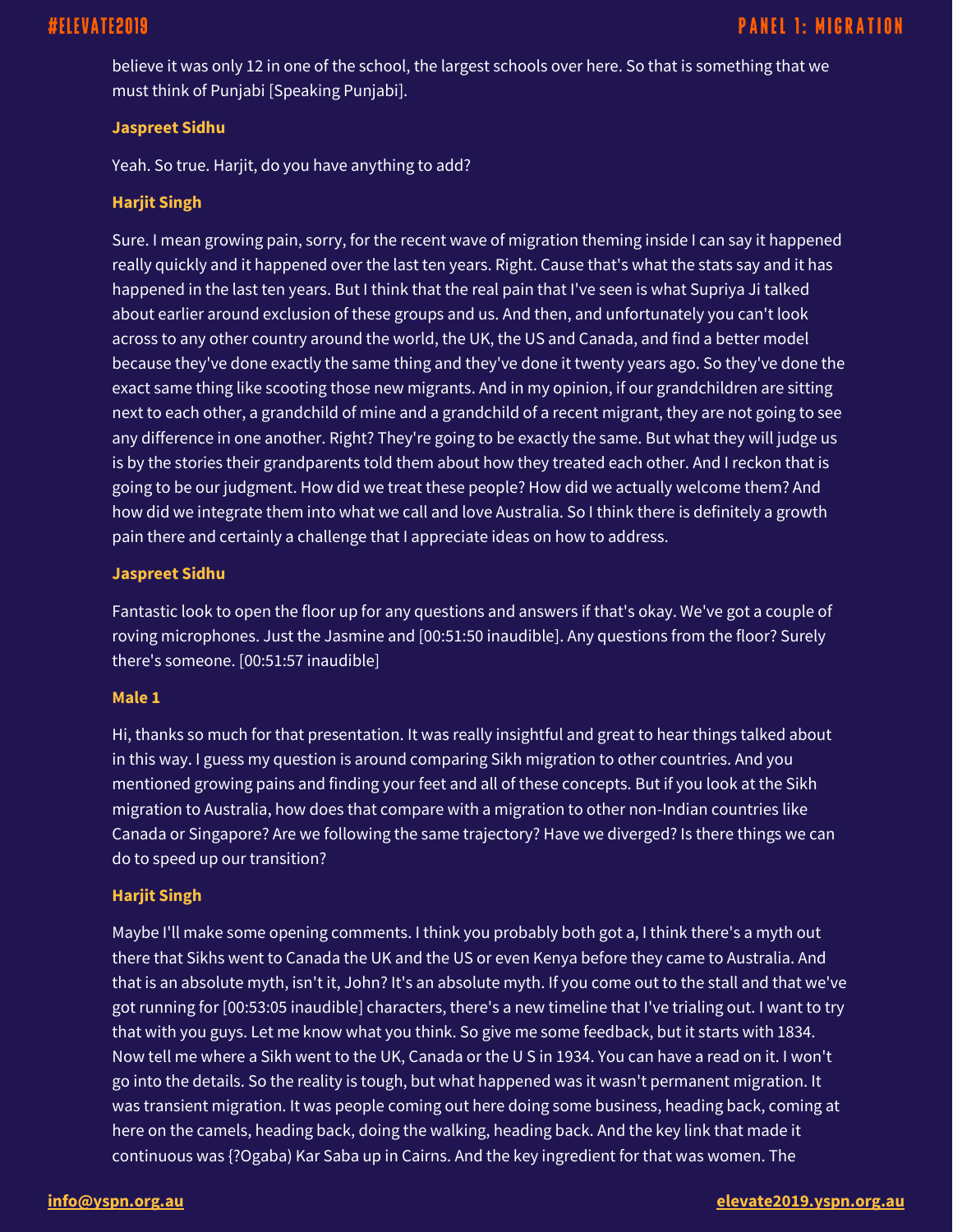believe it was only 12 in one of the school, the largest schools over here. So that is something that we must think of Punjabi [Speaking Punjabi].

**Jaspreet Sidhu**

Yeah. So true. Harjit, do you have anything to add?

**Harjit Singh**

Sure. I mean growing pain, sorry, for the recent wave of migration theming inside I can say it happened really quickly and it happened over the last ten years. Right. Cause that's what the stats say and it has happened in the last ten years. But I think that the real pain that I've seen is what Supriya Ji talked about earlier around exclusion of these groups and us. And then, and unfortunately you can't look across to any other country around the world, the UK, the US and Canada, and find a better model because they've done exactly the same thing and they've done it twenty years ago. So they've done the exact same thing like scooting those new migrants. And in my opinion, if our grandchildren are sitting next to each other, a grandchild of mine and a grandchild of a recent migrant, they are not going to see any difference in one another. Right? They're going to be exactly the same. But what they will judge us is by the stories their grandparents told them about how they treated each other. And I reckon that is going to be our judgment. How did we treat these people? How did we actually welcome them? And how did we integrate them into what we call and love Australia. So I think there is definitely a growth pain there and certainly a challenge that I appreciate ideas on how to address.

**Jaspreet Sidhu**

Fantastic look to open the floor up for any questions and answers if that's okay. We've got a couple of roving microphones. Just the Jasmine and [00:51:50 inaudible]. Any questions from the floor? Surely there's someone. [00:51:57 inaudible]

**Male 1**

Hi, thanks so much for that presentation. It was really insightful and great to hear things talked about in this way. I guess my question is around comparing Sikh migration to other countries. And you mentioned growing pains and finding your feet and all of these concepts. But if you look at the Sikh migration to Australia, how does that compare with a migration to other non-Indian countries like Canada or Singapore? Are we following the same trajectory? Have we diverged? Is there things we can do to speed up our transition?

**Harjit Singh**

Maybe I'll make some opening comments. I think you probably both got a, I think there's a myth out there that Sikhs went to Canada the UK and the US or even Kenya before they came to Australia. And that is an absolute myth, isn't it, John? It's an absolute myth. If you come out to the stall and that we've got running for [00:53:05 inaudible] characters, there's a new timeline that I've trialing out. I want to try that with you guys. Let me know what you think. So give me some feedback, but it starts with 1834. Now tell me where a Sikh went to the UK, Canada or the U S in 1934. You can have a read on it. I won't go into the details. So the reality is tough, but what happened was it wasn't permanent migration. It was transient migration. It was people coming out here doing some business, heading back, coming at here on the camels, heading back, doing the walking, heading back. And the key link that made it continuous was {?Ogaba) Kar Saba up in Cairns. And the key ingredient for that was women. The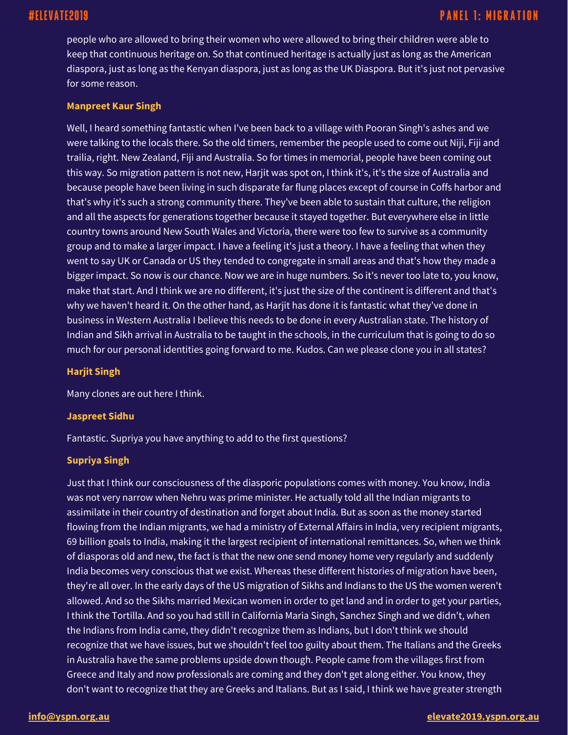people who are allowed to bring their women who were allowed to bring their children were able to keep that continuous heritage on. So that continued heritage is actually just as long as the American diaspora, just as long as the Kenyan diaspora, just as long as the UK Diaspora. But it's just not pervasive for some reason.

**Manpreet Kaur Singh**

Well, I heard something fantastic when I've been back to a village with Pooran Singh's ashes and we were talking to the locals there. So the old timers, remember the people used to come out Niji, Fiji and trailia, right. New Zealand, Fiji and Australia. So for times in memorial, people have been coming out this way. So migration pattern is not new, Harjit was spot on, I think it's, it's the size of Australia and because people have been living in such disparate far flung places except of course in Coffs harbor and that's why it's such a strong community there. They've been able to sustain that culture, the religion and all the aspects for generations together because it stayed together. But everywhere else in little country towns around New South Wales and Victoria, there were too few to survive as a community group and to make a larger impact. I have a feeling it's just a theory. I have a feeling that when they went to say UK or Canada or US they tended to congregate in small areas and that's how they made a bigger impact. So now is our chance. Now we are in huge numbers. So it's never too late to, you know, make that start. And I think we are no different, it's just the size of the continent is different and that's why we haven't heard it. On the other hand, as Harjit has done it is fantastic what they've done in business in Western Australia I believe this needs to be done in every Australian state. The history of Indian and Sikh arrival in Australia to be taught in the schools, in the curriculum that is going to do so much for our personal identities going forward to me. Kudos. Can we please clone you in all states?

**Harjit Singh**

Many clones are out here I think.

**Jaspreet Sidhu**

Fantastic. Supriya you have anything to add to the first questions?

**Supriya Singh**

Just that I think our consciousness of the diasporic populations comes with money. You know, India was not very narrow when Nehru was prime minister. He actually told all the Indian migrants to assimilate in their country of destination and forget about India. But as soon as the money started flowing from the Indian migrants, we had a ministry of External Affairs in India, very recipient migrants, 69 billion goals to India, making it the largest recipient of international remittances. So, when we think of diasporas old and new, the fact is that the new one send money home very regularly and suddenly India becomes very conscious that we exist. Whereas these different histories of migration have been, they're all over. In the early days of the US migration of Sikhs and Indians to the US the women weren't allowed. And so the Sikhs married Mexican women in order to get land and in order to get your parties, I think the Tortilla. And so you had still in California Maria Singh, Sanchez Singh and we didn't, when the Indians from India came, they didn't recognize them as Indians, but I don't think we should recognize that we have issues, but we shouldn't feel too guilty about them. The Italians and the Greeks in Australia have the same problems upside down though. People came from the villages first from Greece and Italy and now professionals are coming and they don't get along either. You know, they don't want to recognize that they are Greeks and Italians. But as I said, I think we have greater strength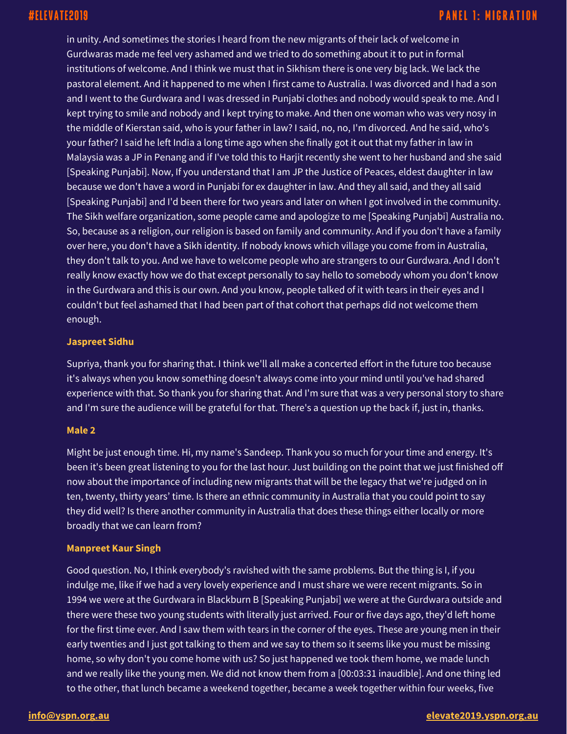in unity. And sometimes the stories I heard from the new migrants of their lack of welcome in Gurdwaras made me feel very ashamed and we tried to do something about it to put in formal institutions of welcome. And I think we must that in Sikhism there is one very big lack. We lack the pastoral element. And it happened to me when I first came to Australia. I was divorced and I had a son and I went to the Gurdwara and I was dressed in Punjabi clothes and nobody would speak to me. And I kept trying to smile and nobody and I kept trying to make. And then one woman who was very nosy in the middle of Kierstan said, who is your father in law? I said, no, no, I'm divorced. And he said, who's your father? I said he left India a long time ago when she finally got it out that my father in law in Malaysia was a JP in Penang and if I've told this to Harjit recently she went to her husband and she said [Speaking Punjabi]. Now, If you understand that I am JP the Justice of Peaces, eldest daughter in law because we don't have a word in Punjabi for ex daughter in law. And they all said, and they all said [Speaking Punjabi] and I'd been there for two years and later on when I got involved in the community. The Sikh welfare organization, some people came and apologize to me [Speaking Punjabi] Australia no. So, because as a religion, our religion is based on family and community. And if you don't have a family over here, you don't have a Sikh identity. If nobody knows which village you come from in Australia, they don't talk to you. And we have to welcome people who are strangers to our Gurdwara. And I don't really know exactly how we do that except personally to say hello to somebody whom you don't know in the Gurdwara and this is our own. And you know, people talked of it with tears in their eyes and I couldn't but feel ashamed that I had been part of that cohort that perhaps did not welcome them enough.

**Jaspreet Sidhu**

Supriya, thank you for sharing that. I think we'll all make a concerted effort in the future too because it's always when you know something doesn't always come into your mind until you've had shared experience with that. So thank you for sharing that. And I'm sure that was a very personal story to share and I'm sure the audience will be grateful for that. There's a question up the back if, just in, thanks.

**Male 2**

Might be just enough time. Hi, my name's Sandeep. Thank you so much for your time and energy. It's been it's been great listening to you for the last hour. Just building on the point that we just finished off now about the importance of including new migrants that will be the legacy that we're judged on in ten, twenty, thirty years' time. Is there an ethnic community in Australia that you could point to say they did well? Is there another community in Australia that does these things either locally or more broadly that we can learn from?

**Manpreet Kaur Singh**

Good question. No, I think everybody's ravished with the same problems. But the thing is I, if you indulge me, like if we had a very lovely experience and I must share we were recent migrants. So in 1994 we were at the Gurdwara in Blackburn B [Speaking Punjabi] we were at the Gurdwara outside and there were these two young students with literally just arrived. Four or five days ago, they'd left home for the first time ever. And I saw them with tears in the corner of the eyes. These are young men in their early twenties and I just got talking to them and we say to them so it seems like you must be missing home, so why don't you come home with us? So just happened we took them home, we made lunch and we really like the young men. We did not know them from a [00:03:31 inaudible]. And one thing led to the other, that lunch became a weekend together, became a week together within four weeks, five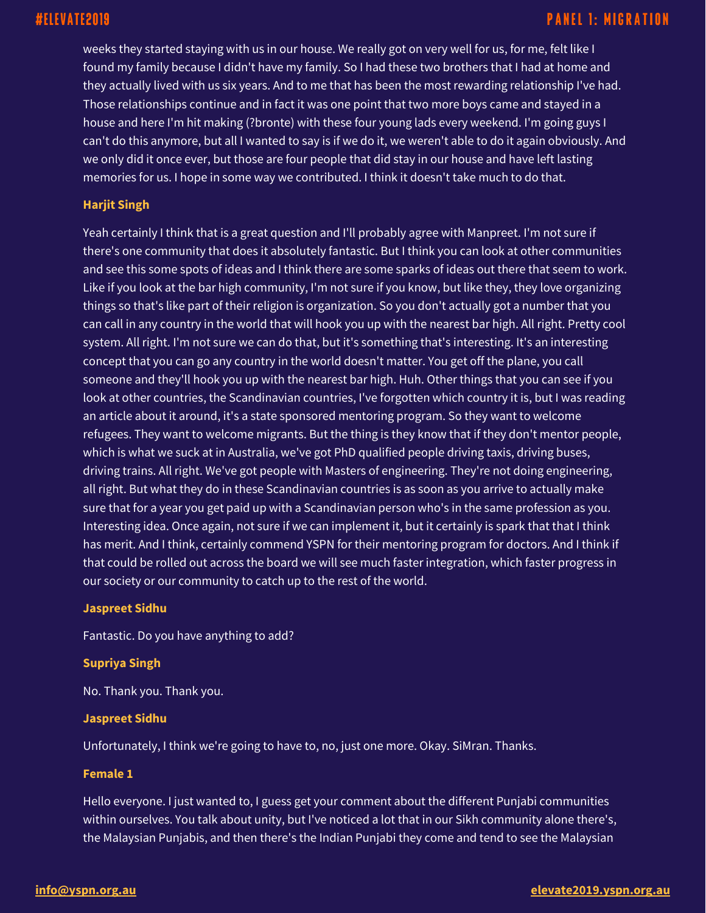weeks they started staying with us in our house. We really got on very well for us, for me, felt like I found my family because I didn't have my family. So I had these two brothers that I had at home and they actually lived with us six years. And to me that has been the most rewarding relationship I've had. Those relationships continue and in fact it was one point that two more boys came and stayed in a house and here I'm hit making (?bronte) with these four young lads every weekend. I'm going guys I can't do this anymore, but all I wanted to say is if we do it, we weren't able to do it again obviously. And we only did it once ever, but those are four people that did stay in our house and have left lasting memories for us. I hope in some way we contributed. I think it doesn't take much to do that.

**Harjit Singh**

Yeah certainly I think that is a great question and I'll probably agree with Manpreet. I'm not sure if there's one community that does it absolutely fantastic. But I think you can look at other communities and see this some spots of ideas and I think there are some sparks of ideas out there that seem to work. Like if you look at the bar high community, I'm not sure if you know, but like they, they love organizing things so that's like part of their religion is organization. So you don't actually got a number that you can call in any country in the world that will hook you up with the nearest bar high. All right. Pretty cool system. All right. I'm not sure we can do that, but it's something that's interesting. It's an interesting concept that you can go any country in the world doesn't matter. You get off the plane, you call someone and they'll hook you up with the nearest bar high. Huh. Other things that you can see if you look at other countries, the Scandinavian countries, I've forgotten which country it is, but I was reading an article about it around, it's a state sponsored mentoring program. So they want to welcome refugees. They want to welcome migrants. But the thing is they know that if they don't mentor people, which is what we suck at in Australia, we've got PhD qualified people driving taxis, driving buses, driving trains. All right. We've got people with Masters of engineering. They're not doing engineering, all right. But what they do in these Scandinavian countries is as soon as you arrive to actually make sure that for a year you get paid up with a Scandinavian person who's in the same profession as you. Interesting idea. Once again, not sure if we can implement it, but it certainly is spark that that I think has merit. And I think, certainly commend YSPN for their mentoring program for doctors. And I think if that could be rolled out across the board we will see much faster integration, which faster progress in our society or our community to catch up to the rest of the world.

**Jaspreet Sidhu**

Fantastic. Do you have anything to add?

**Supriya Singh**

No. Thank you. Thank you.

**Jaspreet Sidhu**

Unfortunately, I think we're going to have to, no, just one more. Okay. SiMran. Thanks.

**Female 1**

Hello everyone. I just wanted to, I guess get your comment about the different Punjabi communities within ourselves. You talk about unity, but I've noticed a lot that in our Sikh community alone there's, the Malaysian Punjabis, and then there's the Indian Punjabi they come and tend to see the Malaysian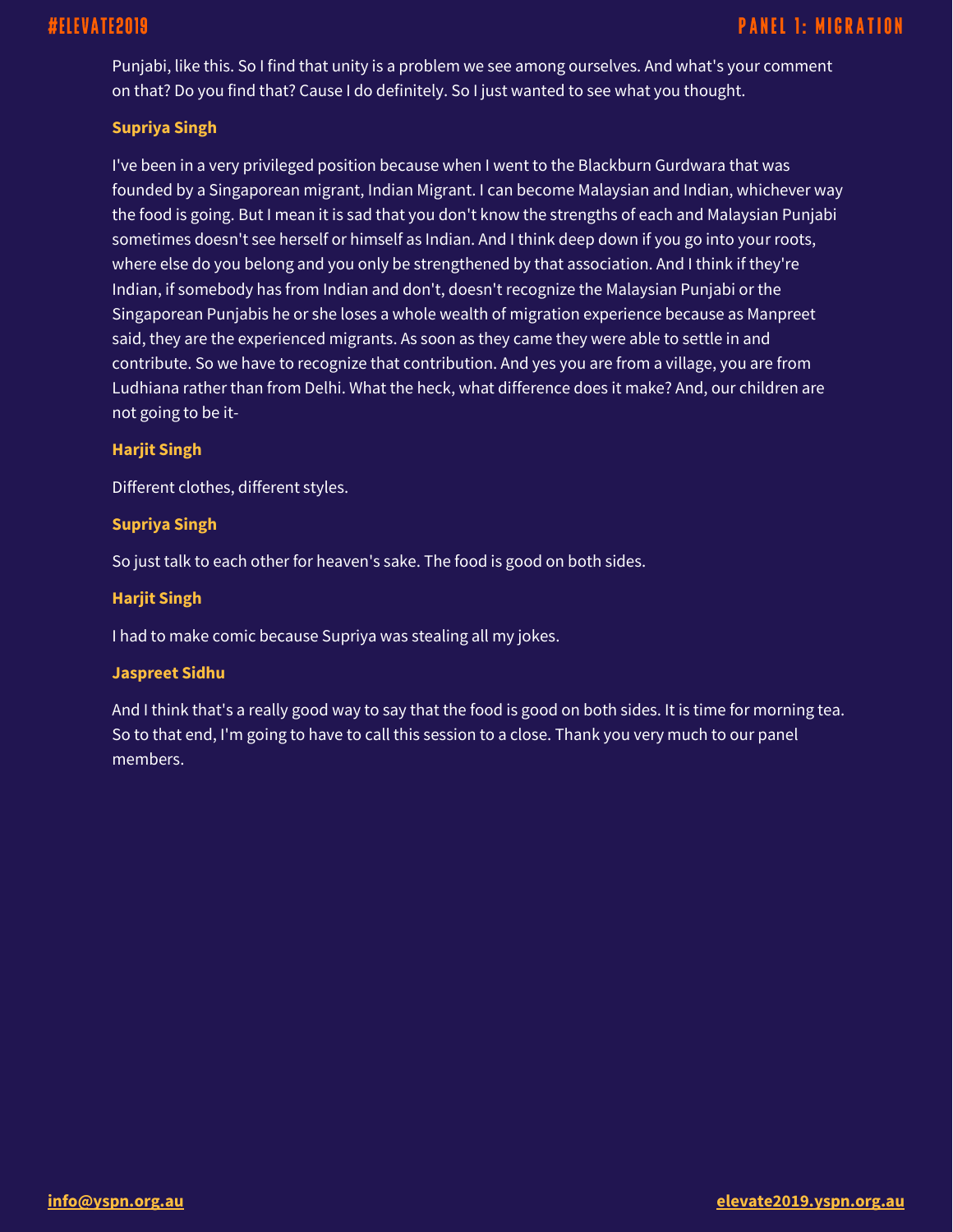Punjabi, like this. So I find that unity is a problem we see among ourselves. And what's your comment on that? Do you find that? Cause I do definitely. So I just wanted to see what you thought.

**Supriya Singh**

I've been in a very privileged position because when I went to the Blackburn Gurdwara that was founded by a Singaporean migrant, Indian Migrant. I can become Malaysian and Indian, whichever way the food is going. But I mean it is sad that you don't know the strengths of each and Malaysian Punjabi sometimes doesn't see herself or himself as Indian. And I think deep down if you go into your roots, where else do you belong and you only be strengthened by that association. And I think if they're Indian, if somebody has from Indian and don't, doesn't recognize the Malaysian Punjabi or the Singaporean Punjabis he or she loses a whole wealth of migration experience because as Manpreet said, they are the experienced migrants. As soon as they came they were able to settle in and contribute. So we have to recognize that contribution. And yes you are from a village, you are from Ludhiana rather than from Delhi. What the heck, what difference does it make? And, our children are not going to be it-

**Harjit Singh**

Different clothes, different styles.

**Supriya Singh**

So just talk to each other for heaven's sake. The food is good on both sides.

**Harjit Singh**

I had to make comic because Supriya was stealing all my jokes.

**Jaspreet Sidhu**

And I think that's a really good way to say that the food is good on both sides. It is time for morning tea. So to that end, I'm going to have to call this session to a close. Thank you very much to our panel members.